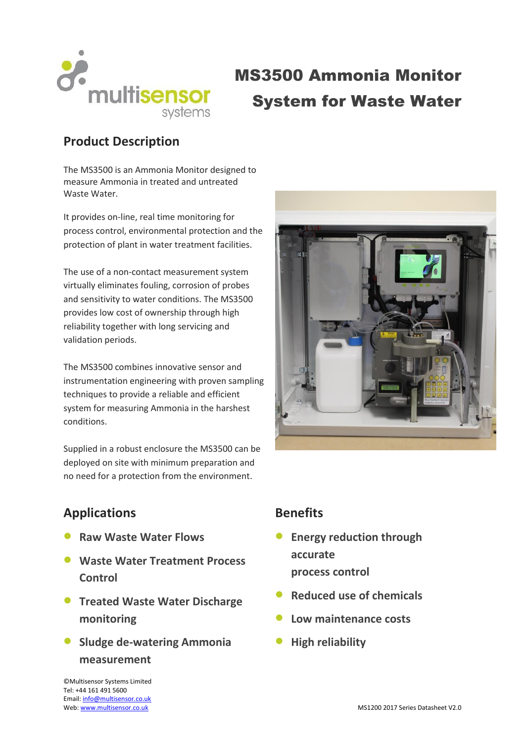# MS3500 Ammonia Monitor System for Waste Water

## Product Description

The MS3500 is an Ammonia Monitor designed to measure Ammonia in treated and untreated Waste Water.

It provides on-line, real time monitoring for process control, environmental protection and the protection of plant in water treatment facilities.

The use of a non-contact measurement system virtually eliminates fouling, corrosion of probes and sensitivity to water conditions. The MS3500 provides low cost of ownership through high reliability together with long servicing and validation periods.

The MS3500 combines innovative sensor and instrumentation engineering with proven sampling techniques to provide a reliable and efficient system for measuring Ammonia in the harshest conditions.

Supplied in a robust enclosure the MS3500 can be deployed on site with minimum preparation and no need for a protection from the environment.

## Applications

- **Raw Waste Water Flows**
- **Waste Water Treatment Process Control**
- **Treated Waste Water Discharge monitoring**
- **Sludge de-watering Ammonia measurement**

## Benefits

- **Energy reduction through accurate process control**
- **Reduced use of chemicals**
- **Low maintenance costs**
- **High reliability**

©Multisensor Systems Limited
Tel: +44 161 491 5600
Email: info@multisensor.co.uk
Web: www.multisensor.co.uk

MS1200 2017 Series Datasheet V2.0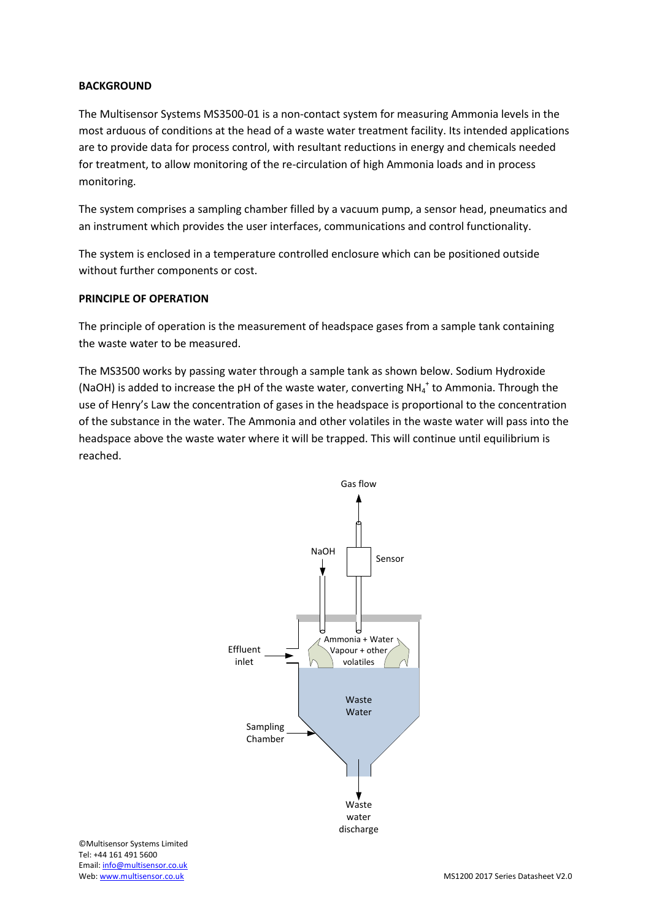**BACKGROUND**

The Multisensor Systems MS3500-01 is a non-contact system for measuring Ammonia levels in the most arduous of conditions at the head of a waste water treatment facility. Its intended applications are to provide data for process control, with resultant reductions in energy and chemicals needed for treatment, to allow monitoring of the re-circulation of high Ammonia loads and in process monitoring.

The system comprises a sampling chamber filled by a vacuum pump, a sensor head, pneumatics and an instrument which provides the user interfaces, communications and control functionality.

The system is enclosed in a temperature controlled enclosure which can be positioned outside without further components or cost.

**PRINCIPLE OF OPERATION**

The principle of operation is the measurement of headspace gases from a sample tank containing the waste water to be measured.

The MS3500 works by passing water through a sample tank as shown below. Sodium Hydroxide (NaOH) is added to increase the pH of the waste water, converting $NH_4^+$ to Ammonia. Through the use of Henry's Law the concentration of gases in the headspace is proportional to the concentration of the substance in the water. The Ammonia and other volatiles in the waste water will pass into the headspace above the waste water where it will be trapped. This will continue until equilibrium is reached.

Gas flow

NaOH

Sensor

Effluent inlet

Ammonia + Water Vapour + other volatiles

Waste Water

Sampling Chamber

Waste water discharge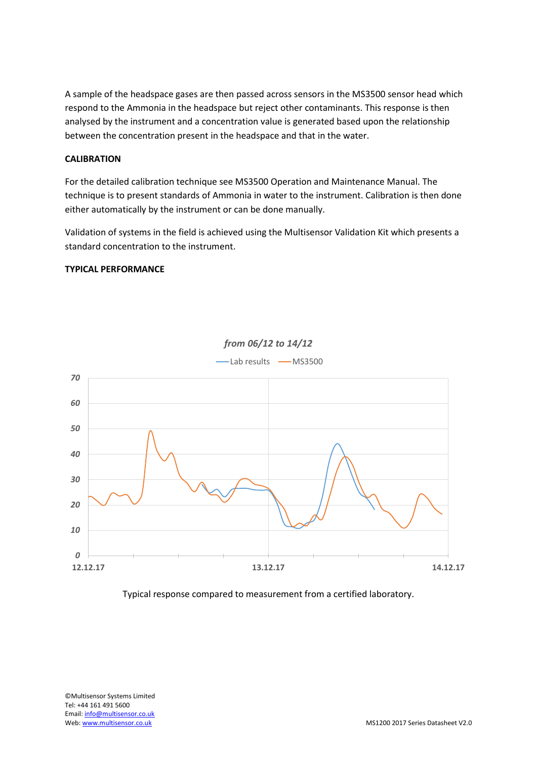A sample of the headspace gases are then passed across sensors in the MS3500 sensor head which respond to the Ammonia in the headspace but reject other contaminants. This response is then analysed by the instrument and a concentration value is generated based upon the relationship between the concentration present in the headspace and that in the water.

**CALIBRATION**

For the detailed calibration technique see MS3500 Operation and Maintenance Manual. The technique is to present standards of Ammonia in water to the instrument. Calibration is then done either automatically by the instrument or can be done manually.

Validation of systems in the field is achieved using the Multisensor Validation Kit which presents a standard concentration to the instrument.

**TYPICAL PERFORMANCE**

*from 06/12 to 14/12*

Lab results — MS3500

70
60
50
40
30
20
10
0

12.12.17 13.12.17 14.12.17

Typical response compared to measurement from a certified laboratory.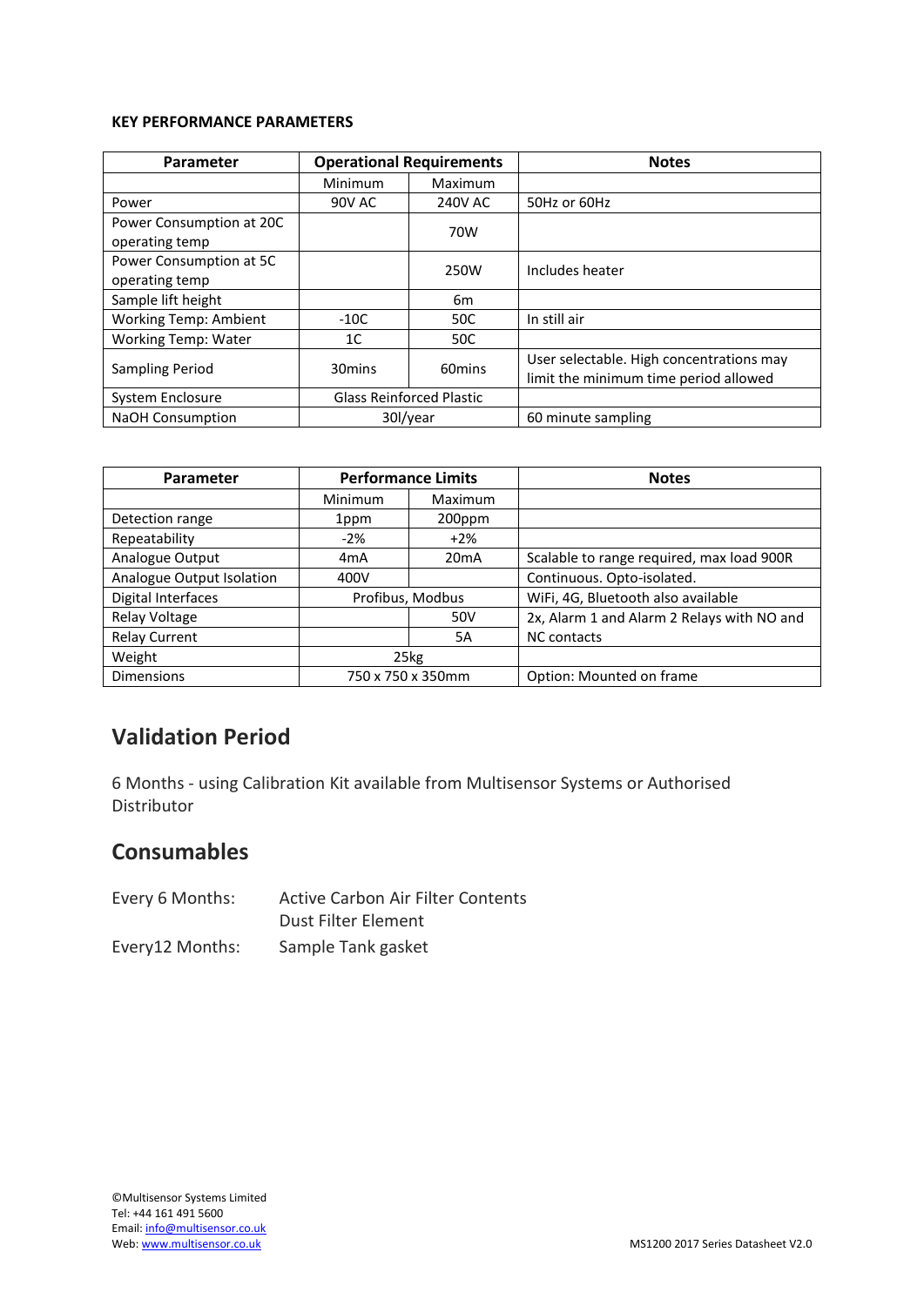**KEY PERFORMANCE PARAMETERS**

| Parameter | Operational Requirements | | Notes |
|---|---|---|---|
| | Minimum | Maximum | |
| Power | 90V AC | 240V AC | 50Hz or 60Hz |
| Power Consumption at 20C operating temp | | 70W | |
| Power Consumption at 5C operating temp | | 250W | Includes heater |
| Sample lift height | | 6m | |
| Working Temp: Ambient | -10C | 50C | In still air |
| Working Temp: Water | 1C | 50C | |
| Sampling Period | 30mins | 60mins | User selectable. High concentrations may limit the minimum time period allowed |
| System Enclosure | Glass Reinforced Plastic | | |
| NaOH Consumption | 30l/year | | 60 minute sampling |

| Parameter | Performance Limits | | Notes |
|---|---|---|---|
| | Minimum | Maximum | |
| Detection range | 1ppm | 200ppm | |
| Repeatability | -2% | +2% | |
| Analogue Output | 4mA | 20mA | Scalable to range required, max load 900R |
| Analogue Output Isolation | 400V | | Continuous. Opto-isolated. |
| Digital Interfaces | Profibus, Modbus | | WiFi, 4G, Bluetooth also available |
| Relay Voltage | | 50V | 2x, Alarm 1 and Alarm 2 Relays with NO and NC contacts |
| Relay Current | | 5A | |
| Weight | 25kg | | |
| Dimensions | 750 x 750 x 350mm | | Option: Mounted on frame |

## Validation Period

6 Months - using Calibration Kit available from Multisensor Systems or Authorised Distributor

## Consumables

Every 6 Months: Active Carbon Air Filter Contents
Dust Filter Element

Every12 Months: Sample Tank gasket

©Multisensor Systems Limited
Tel: +44 161 491 5600
Email: info@multisensor.co.uk
Web: www.multisensor.co.uk

MS1200 2017 Series Datasheet V2.0